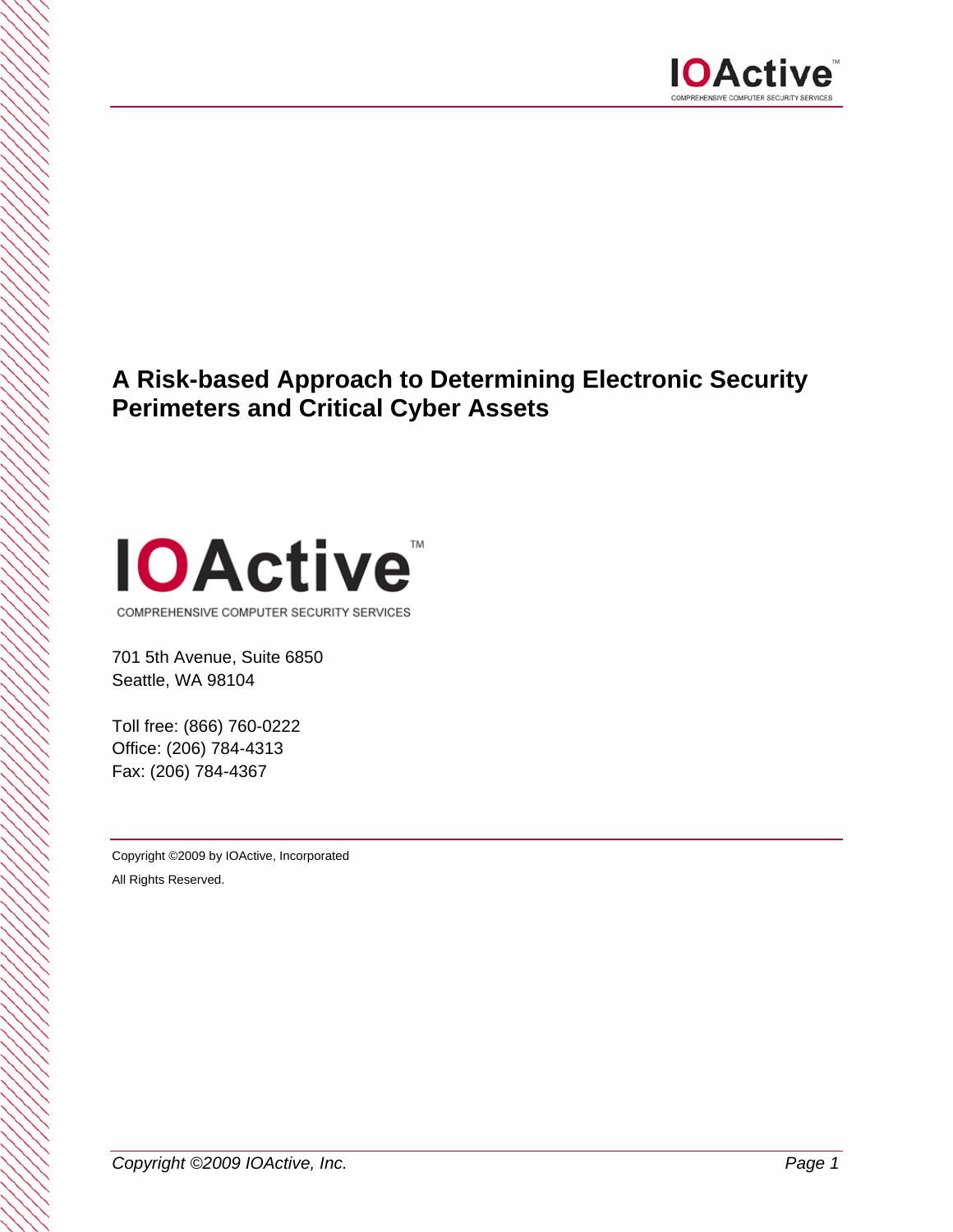# A Risk-based Approach to Determining Electronic Security Perimeters and Critical Cyber Assets

IOActive™

COMPREHENSIVE COMPUTER SECURITY SERVICES

701 5th Avenue, Suite 6850
Seattle, WA 98104

Toll free: (866) 760-0222
Office: (206) 784-4313
Fax: (206) 784-4367

Copyright ©2009 by IOActive, Incorporated

All Rights Reserved.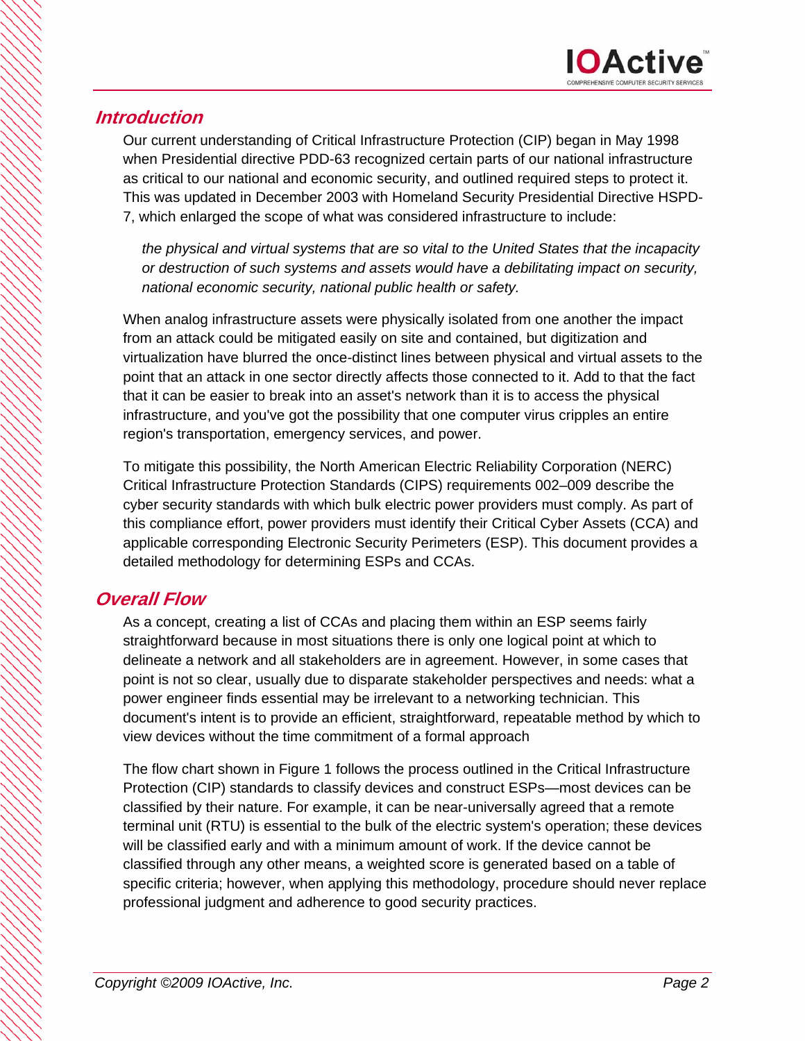## Introduction

Our current understanding of Critical Infrastructure Protection (CIP) began in May 1998 when Presidential directive PDD-63 recognized certain parts of our national infrastructure as critical to our national and economic security, and outlined required steps to protect it. This was updated in December 2003 with Homeland Security Presidential Directive HSPD-7, which enlarged the scope of what was considered infrastructure to include:

> *the physical and virtual systems that are so vital to the United States that the incapacity or destruction of such systems and assets would have a debilitating impact on security, national economic security, national public health or safety.*

When analog infrastructure assets were physically isolated from one another the impact from an attack could be mitigated easily on site and contained, but digitization and virtualization have blurred the once-distinct lines between physical and virtual assets to the point that an attack in one sector directly affects those connected to it. Add to that the fact that it can be easier to break into an asset's network than it is to access the physical infrastructure, and you've got the possibility that one computer virus cripples an entire region's transportation, emergency services, and power.

To mitigate this possibility, the North American Electric Reliability Corporation (NERC) Critical Infrastructure Protection Standards (CIPS) requirements 002–009 describe the cyber security standards with which bulk electric power providers must comply. As part of this compliance effort, power providers must identify their Critical Cyber Assets (CCA) and applicable corresponding Electronic Security Perimeters (ESP). This document provides a detailed methodology for determining ESPs and CCAs.

## Overall Flow

As a concept, creating a list of CCAs and placing them within an ESP seems fairly straightforward because in most situations there is only one logical point at which to delineate a network and all stakeholders are in agreement. However, in some cases that point is not so clear, usually due to disparate stakeholder perspectives and needs: what a power engineer finds essential may be irrelevant to a networking technician. This document's intent is to provide an efficient, straightforward, repeatable method by which to view devices without the time commitment of a formal approach

The flow chart shown in Figure 1 follows the process outlined in the Critical Infrastructure Protection (CIP) standards to classify devices and construct ESPs—most devices can be classified by their nature. For example, it can be near-universally agreed that a remote terminal unit (RTU) is essential to the bulk of the electric system's operation; these devices will be classified early and with a minimum amount of work. If the device cannot be classified through any other means, a weighted score is generated based on a table of specific criteria; however, when applying this methodology, procedure should never replace professional judgment and adherence to good security practices.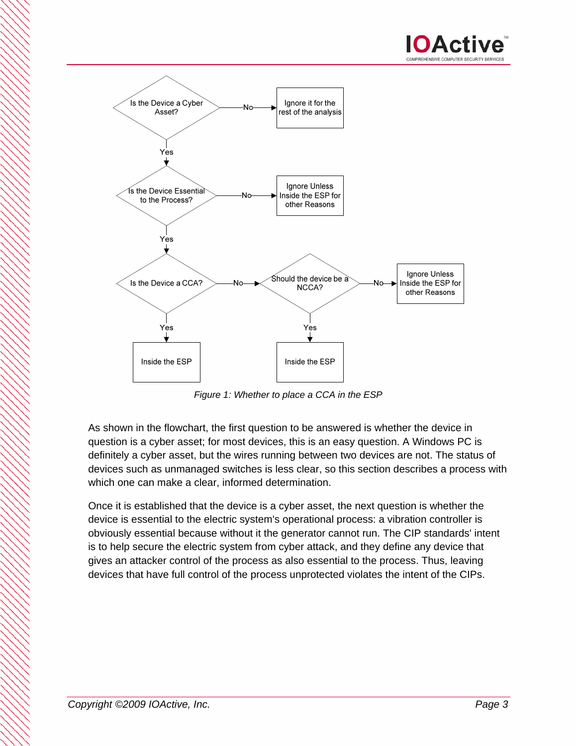Figure 1: Whether to place a CCA in the ESP

As shown in the flowchart, the first question to be answered is whether the device in question is a cyber asset; for most devices, this is an easy question. A Windows PC is definitely a cyber asset, but the wires running between two devices are not. The status of devices such as unmanaged switches is less clear, so this section describes a process with which one can make a clear, informed determination.

Once it is established that the device is a cyber asset, the next question is whether the device is essential to the electric system's operational process: a vibration controller is obviously essential because without it the generator cannot run. The CIP standards' intent is to help secure the electric system from cyber attack, and they define any device that gives an attacker control of the process as also essential to the process. Thus, leaving devices that have full control of the process unprotected violates the intent of the CIPs.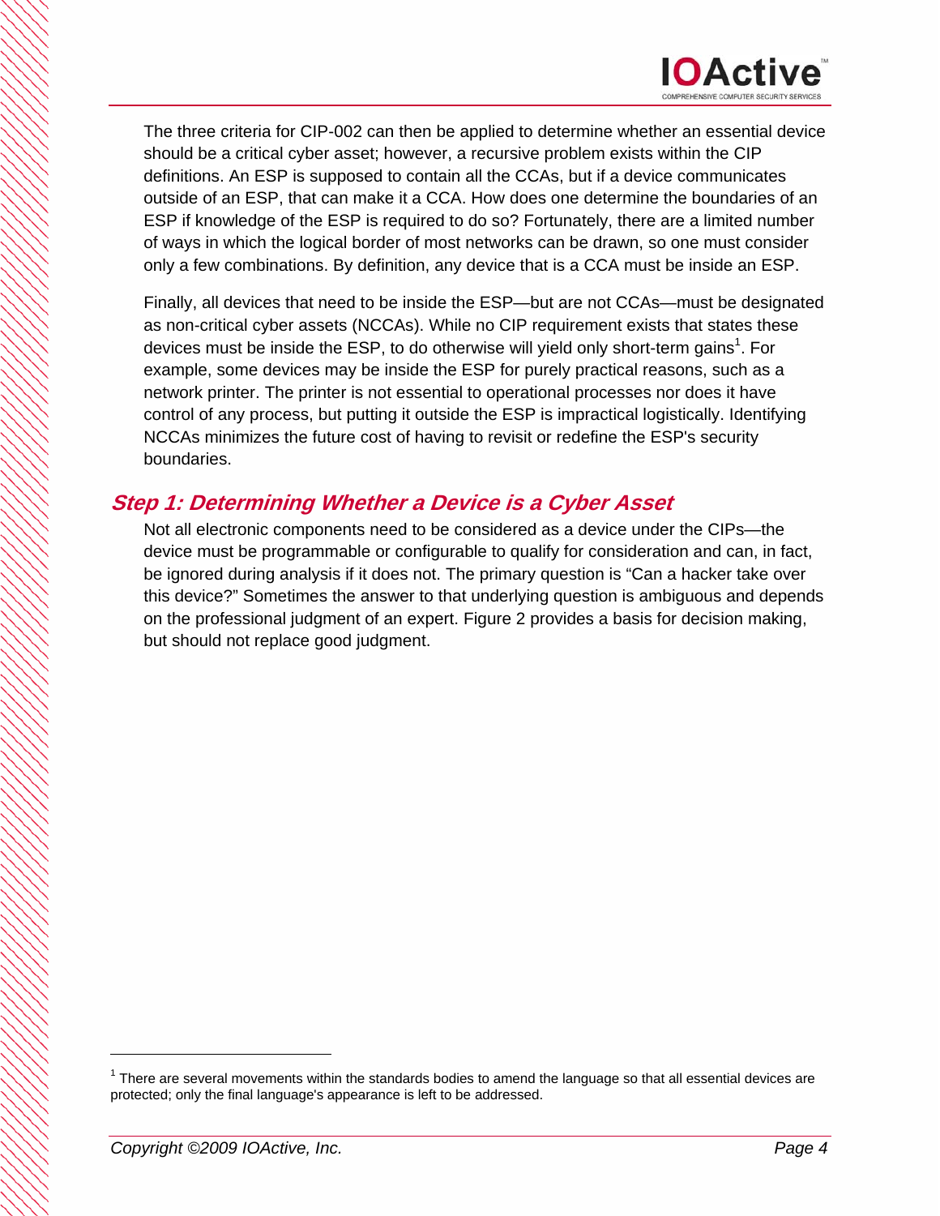The three criteria for CIP-002 can then be applied to determine whether an essential device should be a critical cyber asset; however, a recursive problem exists within the CIP definitions. An ESP is supposed to contain all the CCAs, but if a device communicates outside of an ESP, that can make it a CCA. How does one determine the boundaries of an ESP if knowledge of the ESP is required to do so? Fortunately, there are a limited number of ways in which the logical border of most networks can be drawn, so one must consider only a few combinations. By definition, any device that is a CCA must be inside an ESP.

Finally, all devices that need to be inside the ESP—but are not CCAs—must be designated as non-critical cyber assets (NCCAs). While no CIP requirement exists that states these devices must be inside the ESP, to do otherwise will yield only short-term gains[1]. For example, some devices may be inside the ESP for purely practical reasons, such as a network printer. The printer is not essential to operational processes nor does it have control of any process, but putting it outside the ESP is impractical logistically. Identifying NCCAs minimizes the future cost of having to revisit or redefine the ESP's security boundaries.

## *Step 1: Determining Whether a Device is a Cyber Asset*

Not all electronic components need to be considered as a device under the CIPs—the device must be programmable or configurable to qualify for consideration and can, in fact, be ignored during analysis if it does not. The primary question is “Can a hacker take over this device?” Sometimes the answer to that underlying question is ambiguous and depends on the professional judgment of an expert. Figure 2 provides a basis for decision making, but should not replace good judgment.

[1] There are several movements within the standards bodies to amend the language so that all essential devices are protected; only the final language's appearance is left to be addressed.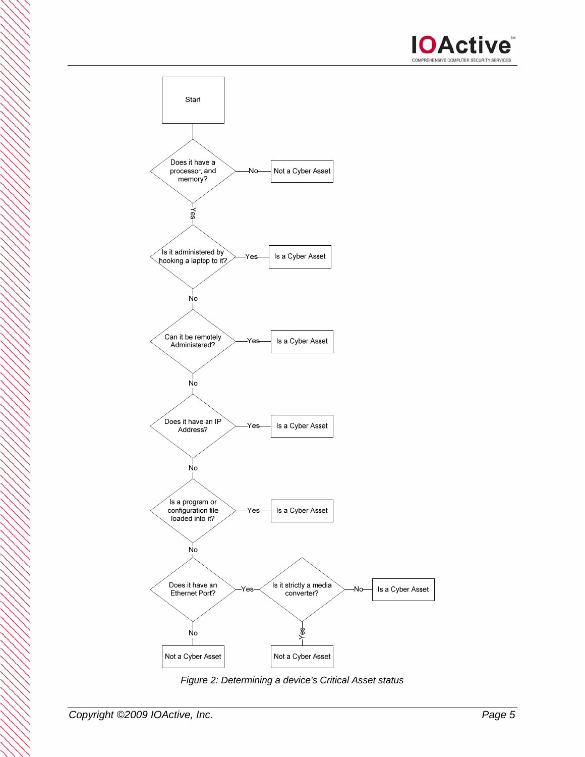Start

Does it have a processor, and memory? — No → Not a Cyber Asset

Yes ↓

Is it administered by hooking a laptop to it? — Yes → Is a Cyber Asset

No ↓

Can it be remotely Administered? — Yes → Is a Cyber Asset

No ↓

Does it have an IP Address? — Yes → Is a Cyber Asset

No ↓

Is a program or configuration file loaded into it? — Yes → Is a Cyber Asset

No ↓

Does it have an Ethernet Port? — Yes → Is it strictly a media converter? — No → Is a Cyber Asset

Does it have an Ethernet Port? — No → Not a Cyber Asset

Is it strictly a media converter? — Yes → Not a Cyber Asset

*Figure 2: Determining a device's Critical Asset status*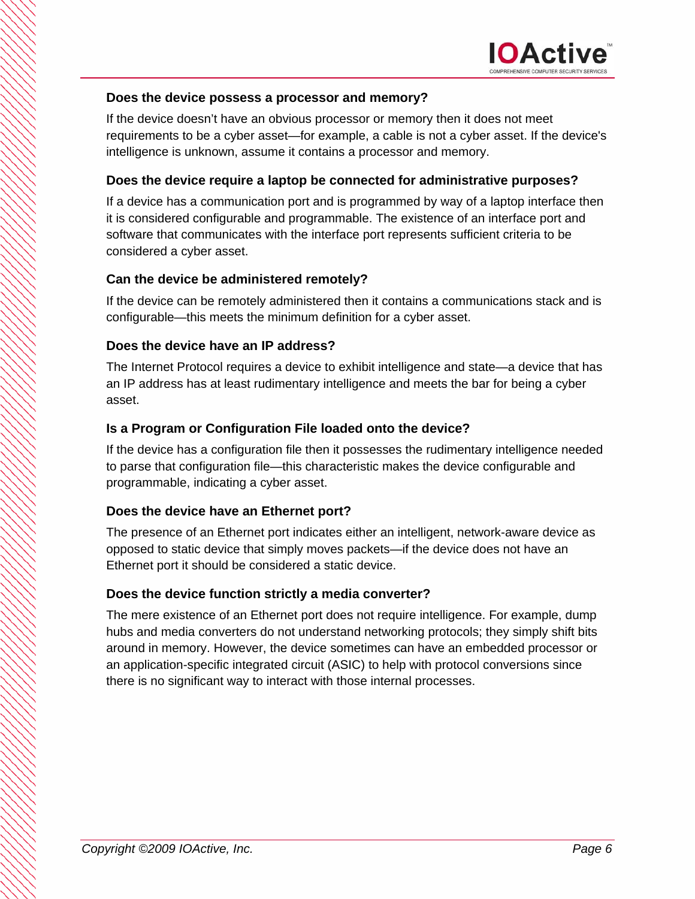### Does the device possess a processor and memory?

If the device doesn't have an obvious processor or memory then it does not meet requirements to be a cyber asset—for example, a cable is not a cyber asset. If the device's intelligence is unknown, assume it contains a processor and memory.

### Does the device require a laptop be connected for administrative purposes?

If a device has a communication port and is programmed by way of a laptop interface then it is considered configurable and programmable. The existence of an interface port and software that communicates with the interface port represents sufficient criteria to be considered a cyber asset.

### Can the device be administered remotely?

If the device can be remotely administered then it contains a communications stack and is configurable—this meets the minimum definition for a cyber asset.

### Does the device have an IP address?

The Internet Protocol requires a device to exhibit intelligence and state—a device that has an IP address has at least rudimentary intelligence and meets the bar for being a cyber asset.

### Is a Program or Configuration File loaded onto the device?

If the device has a configuration file then it possesses the rudimentary intelligence needed to parse that configuration file—this characteristic makes the device configurable and programmable, indicating a cyber asset.

### Does the device have an Ethernet port?

The presence of an Ethernet port indicates either an intelligent, network-aware device as opposed to static device that simply moves packets—if the device does not have an Ethernet port it should be considered a static device.

### Does the device function strictly a media converter?

The mere existence of an Ethernet port does not require intelligence. For example, dump hubs and media converters do not understand networking protocols; they simply shift bits around in memory. However, the device sometimes can have an embedded processor or an application-specific integrated circuit (ASIC) to help with protocol conversions since there is no significant way to interact with those internal processes.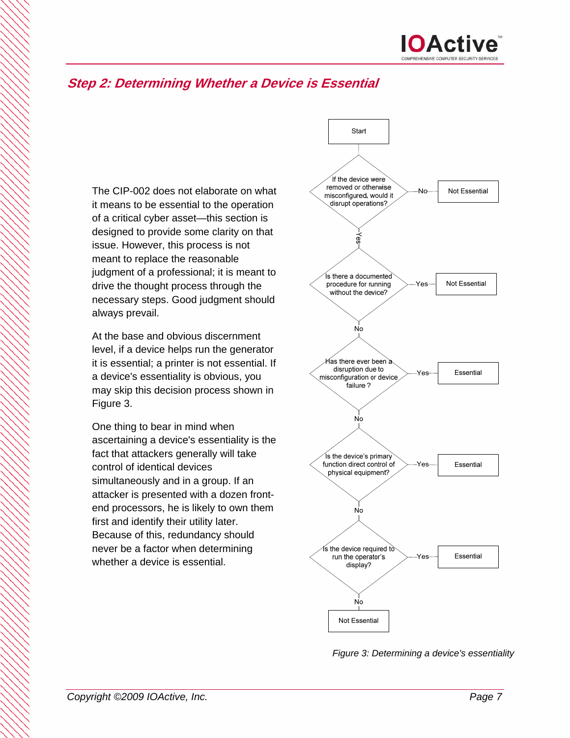## *Step 2: Determining Whether a Device is Essential*

The CIP-002 does not elaborate on what it means to be essential to the operation of a critical cyber asset—this section is designed to provide some clarity on that issue. However, this process is not meant to replace the reasonable judgment of a professional; it is meant to drive the thought process through the necessary steps. Good judgment should always prevail.

At the base and obvious discernment level, if a device helps run the generator it is essential; a printer is not essential. If a device's essentiality is obvious, you may skip this decision process shown in Figure 3.

One thing to bear in mind when ascertaining a device's essentiality is the fact that attackers generally will take control of identical devices simultaneously and in a group. If an attacker is presented with a dozen front-end processors, he is likely to own them first and identify their utility later. Because of this, redundancy should never be a factor when determining whether a device is essential.

Start

- If the device were removed or otherwise misconfigured, would it disrupt operations?
  - No → Not Essential
  - Yes ↓
- Is there a documented procedure for running without the device?
  - Yes → Not Essential
  - No ↓
- Has there ever been a disruption due to misconfiguration or device failure?
  - Yes → Essential
  - No ↓
- Is the device's primary function direct control of physical equipment?
  - Yes → Essential
  - No ↓
- Is the device required to run the operator's display?
  - Yes → Essential
  - No → Not Essential

*Figure 3: Determining a device's essentiality*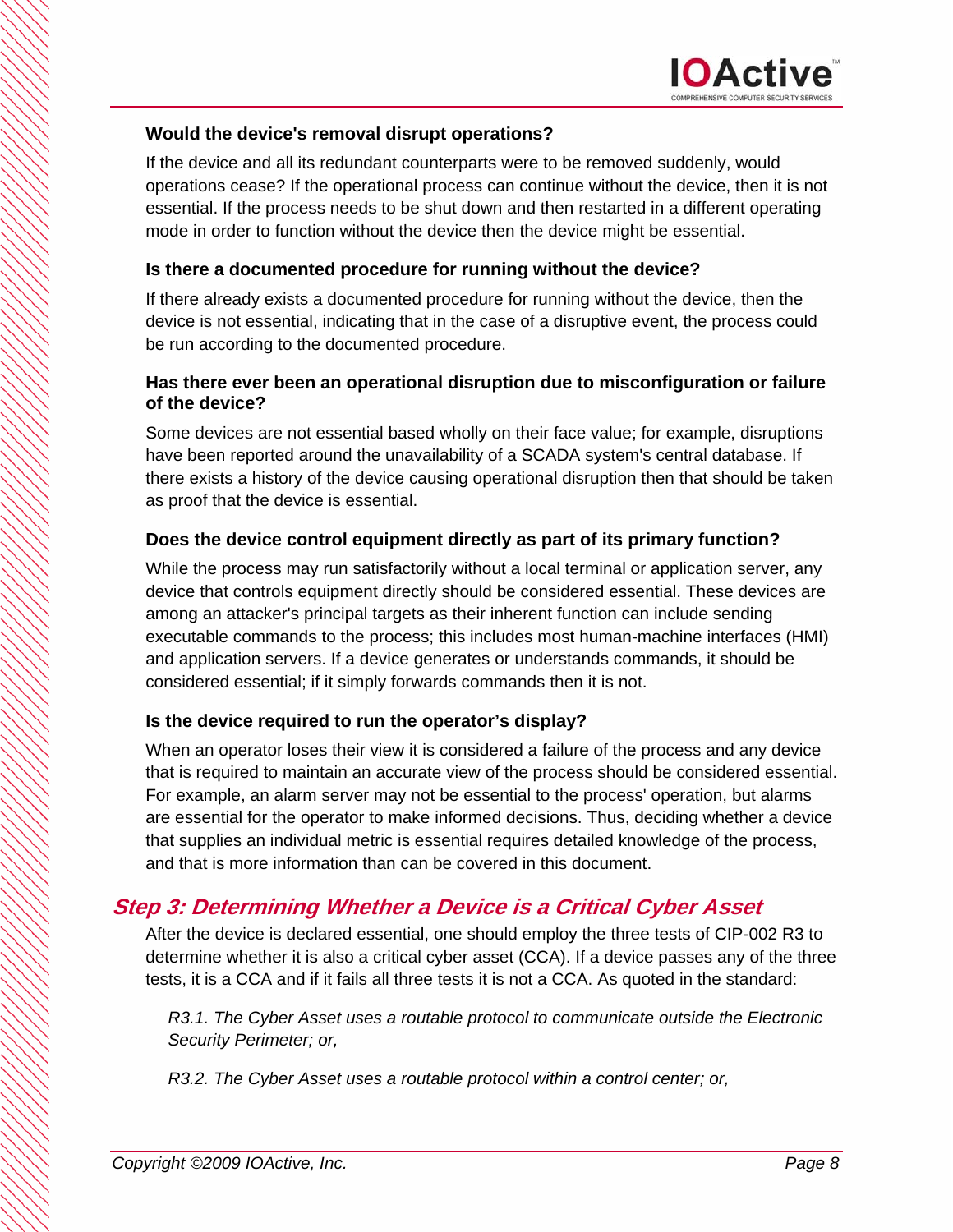#### Would the device's removal disrupt operations?

If the device and all its redundant counterparts were to be removed suddenly, would operations cease? If the operational process can continue without the device, then it is not essential. If the process needs to be shut down and then restarted in a different operating mode in order to function without the device then the device might be essential.

#### Is there a documented procedure for running without the device?

If there already exists a documented procedure for running without the device, then the device is not essential, indicating that in the case of a disruptive event, the process could be run according to the documented procedure.

#### Has there ever been an operational disruption due to misconfiguration or failure of the device?

Some devices are not essential based wholly on their face value; for example, disruptions have been reported around the unavailability of a SCADA system's central database. If there exists a history of the device causing operational disruption then that should be taken as proof that the device is essential.

#### Does the device control equipment directly as part of its primary function?

While the process may run satisfactorily without a local terminal or application server, any device that controls equipment directly should be considered essential. These devices are among an attacker's principal targets as their inherent function can include sending executable commands to the process; this includes most human-machine interfaces (HMI) and application servers. If a device generates or understands commands, it should be considered essential; if it simply forwards commands then it is not.

#### Is the device required to run the operator's display?

When an operator loses their view it is considered a failure of the process and any device that is required to maintain an accurate view of the process should be considered essential. For example, an alarm server may not be essential to the process' operation, but alarms are essential for the operator to make informed decisions. Thus, deciding whether a device that supplies an individual metric is essential requires detailed knowledge of the process, and that is more information than can be covered in this document.

## Step 3: Determining Whether a Device is a Critical Cyber Asset

After the device is declared essential, one should employ the three tests of CIP-002 R3 to determine whether it is also a critical cyber asset (CCA). If a device passes any of the three tests, it is a CCA and if it fails all three tests it is not a CCA. As quoted in the standard:

> *R3.1. The Cyber Asset uses a routable protocol to communicate outside the Electronic Security Perimeter; or,*
>
> *R3.2. The Cyber Asset uses a routable protocol within a control center; or,*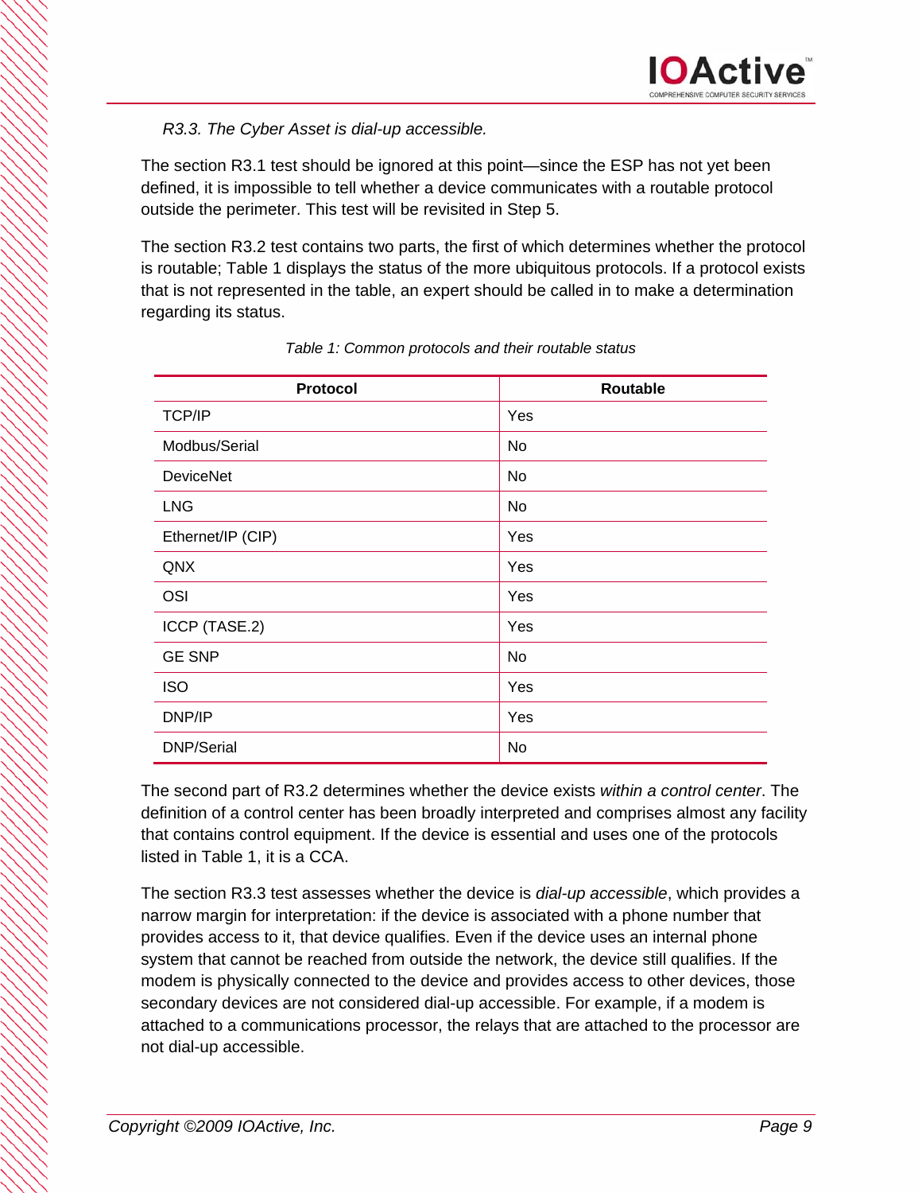*R3.3. The Cyber Asset is dial-up accessible.*

The section R3.1 test should be ignored at this point—since the ESP has not yet been defined, it is impossible to tell whether a device communicates with a routable protocol outside the perimeter. This test will be revisited in Step 5.

The section R3.2 test contains two parts, the first of which determines whether the protocol is routable; Table 1 displays the status of the more ubiquitous protocols. If a protocol exists that is not represented in the table, an expert should be called in to make a determination regarding its status.

*Table 1: Common protocols and their routable status*

| Protocol | Routable |
|---|---|
| TCP/IP | Yes |
| Modbus/Serial | No |
| DeviceNet | No |
| LNG | No |
| Ethernet/IP (CIP) | Yes |
| QNX | Yes |
| OSI | Yes |
| ICCP (TASE.2) | Yes |
| GE SNP | No |
| ISO | Yes |
| DNP/IP | Yes |
| DNP/Serial | No |

The second part of R3.2 determines whether the device exists *within a control center*. The definition of a control center has been broadly interpreted and comprises almost any facility that contains control equipment. If the device is essential and uses one of the protocols listed in Table 1, it is a CCA.

The section R3.3 test assesses whether the device is *dial-up accessible*, which provides a narrow margin for interpretation: if the device is associated with a phone number that provides access to it, that device qualifies. Even if the device uses an internal phone system that cannot be reached from outside the network, the device still qualifies. If the modem is physically connected to the device and provides access to other devices, those secondary devices are not considered dial-up accessible. For example, if a modem is attached to a communications processor, the relays that are attached to the processor are not dial-up accessible.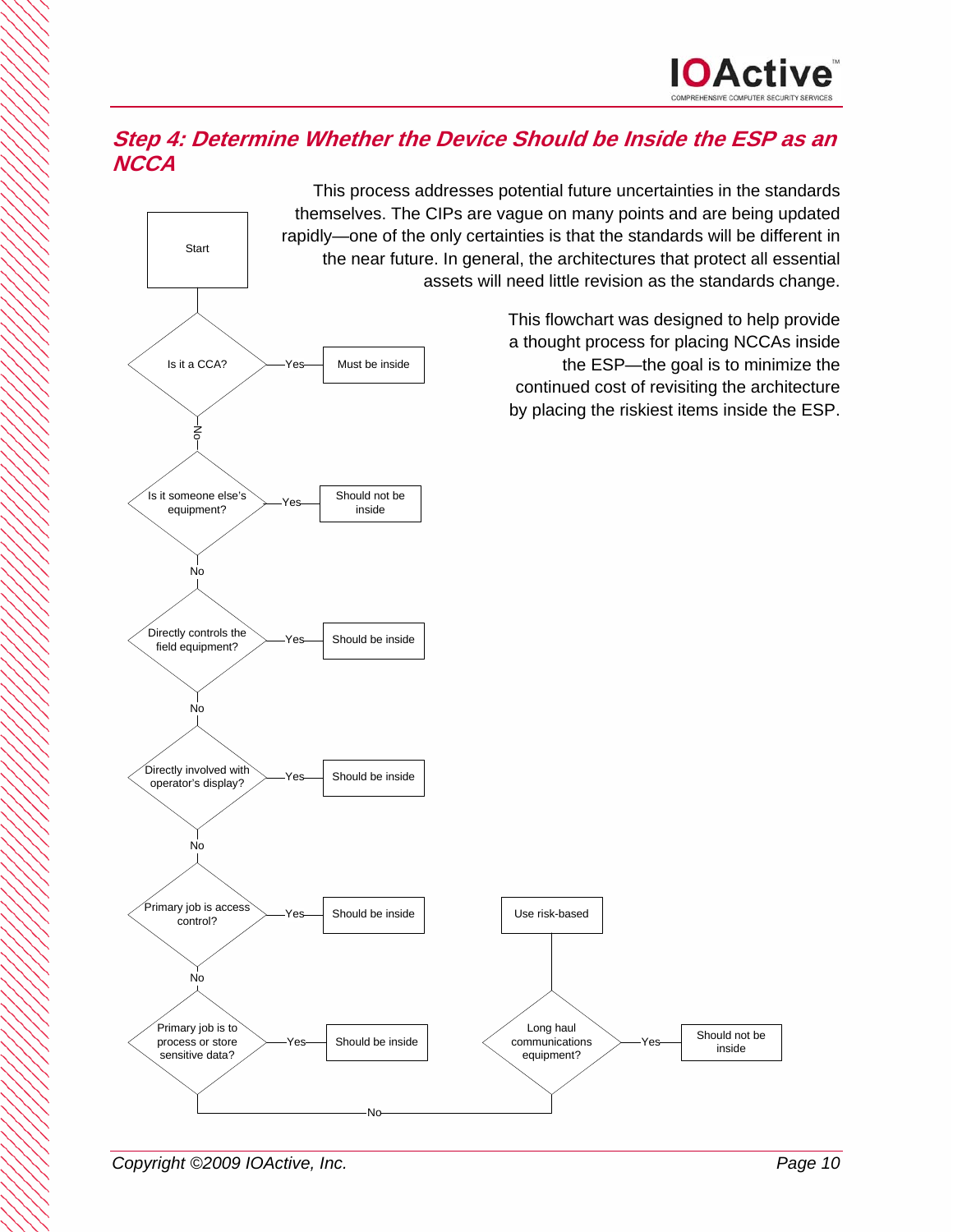## Step 4: Determine Whether the Device Should be Inside the ESP as an NCCA

This process addresses potential future uncertainties in the standards themselves. The CIPs are vague on many points and are being updated rapidly—one of the only certainties is that the standards will be different in the near future. In general, the architectures that protect all essential assets will need little revision as the standards change.

This flowchart was designed to help provide a thought process for placing NCCAs inside the ESP—the goal is to minimize the continued cost of revisiting the architecture by placing the riskiest items inside the ESP.

- Start
- Is it a CCA?
  - Yes → Must be inside
  - No ↓
- Is it someone else's equipment?
  - Yes → Should not be inside
  - No ↓
- Directly controls the field equipment?
  - Yes → Should be inside
  - No ↓
- Directly involved with operator's display?
  - Yes → Should be inside
  - No ↓
- Primary job is access control?
  - Yes → Should be inside
  - No ↓
- Primary job is to process or store sensitive data?
  - Yes → Should be inside
  - No → Long haul communications equipment?
    - Yes → Should not be inside
    - No → Use risk-based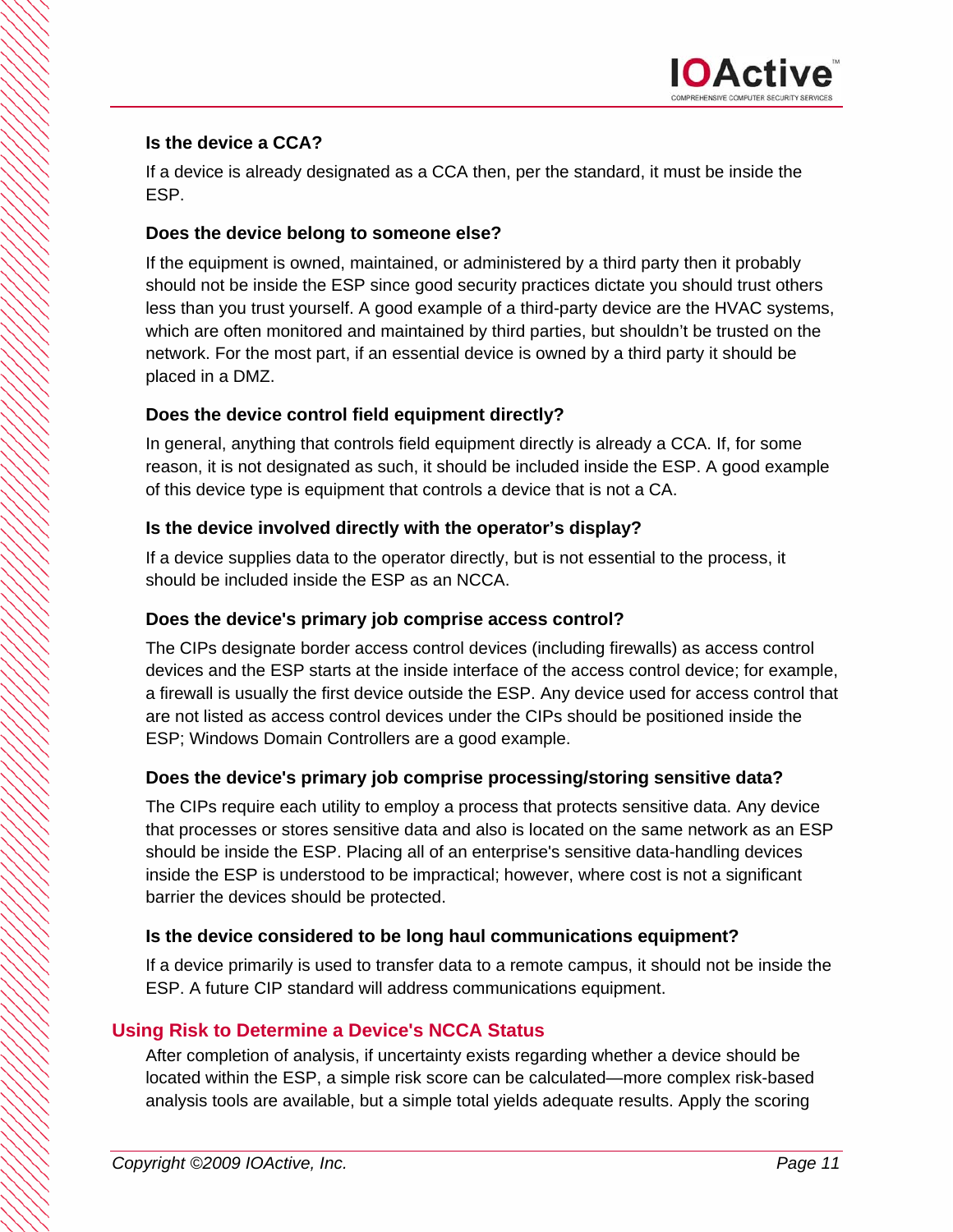### Is the device a CCA?

If a device is already designated as a CCA then, per the standard, it must be inside the ESP.

### Does the device belong to someone else?

If the equipment is owned, maintained, or administered by a third party then it probably should not be inside the ESP since good security practices dictate you should trust others less than you trust yourself. A good example of a third-party device are the HVAC systems, which are often monitored and maintained by third parties, but shouldn't be trusted on the network. For the most part, if an essential device is owned by a third party it should be placed in a DMZ.

### Does the device control field equipment directly?

In general, anything that controls field equipment directly is already a CCA. If, for some reason, it is not designated as such, it should be included inside the ESP. A good example of this device type is equipment that controls a device that is not a CA.

### Is the device involved directly with the operator's display?

If a device supplies data to the operator directly, but is not essential to the process, it should be included inside the ESP as an NCCA.

### Does the device's primary job comprise access control?

The CIPs designate border access control devices (including firewalls) as access control devices and the ESP starts at the inside interface of the access control device; for example, a firewall is usually the first device outside the ESP. Any device used for access control that are not listed as access control devices under the CIPs should be positioned inside the ESP; Windows Domain Controllers are a good example.

### Does the device's primary job comprise processing/storing sensitive data?

The CIPs require each utility to employ a process that protects sensitive data. Any device that processes or stores sensitive data and also is located on the same network as an ESP should be inside the ESP. Placing all of an enterprise's sensitive data-handling devices inside the ESP is understood to be impractical; however, where cost is not a significant barrier the devices should be protected.

### Is the device considered to be long haul communications equipment?

If a device primarily is used to transfer data to a remote campus, it should not be inside the ESP. A future CIP standard will address communications equipment.

## Using Risk to Determine a Device's NCCA Status

After completion of analysis, if uncertainty exists regarding whether a device should be located within the ESP, a simple risk score can be calculated—more complex risk-based analysis tools are available, but a simple total yields adequate results. Apply the scoring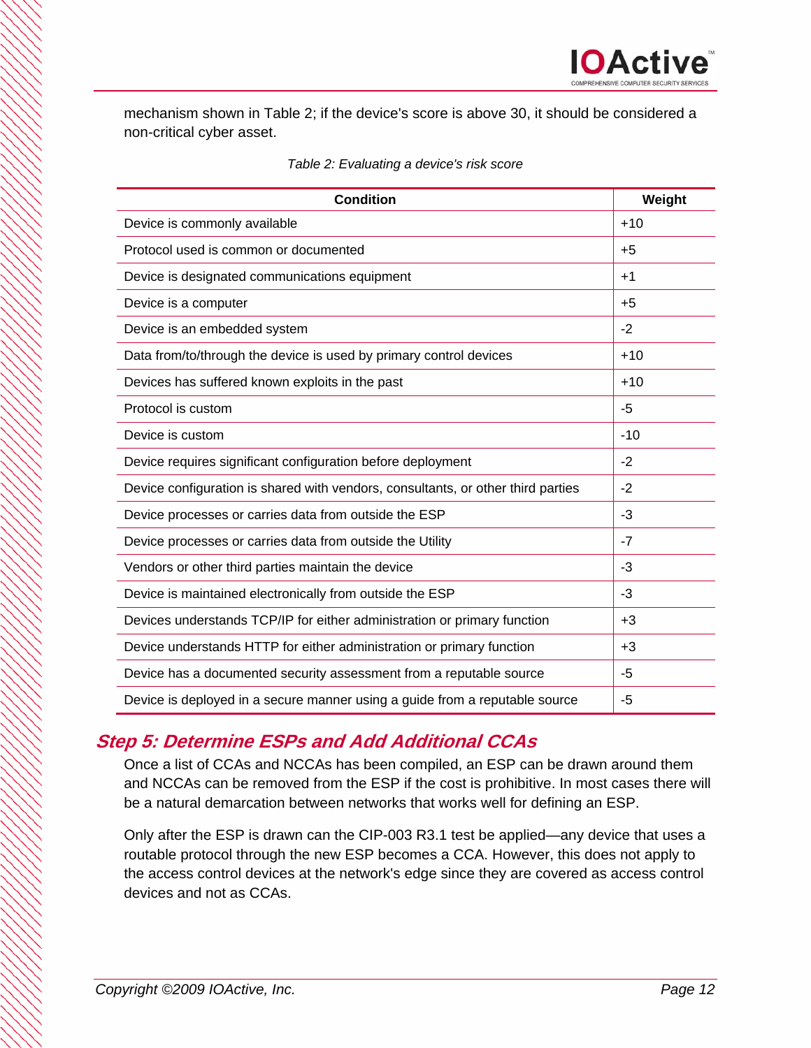mechanism shown in Table 2; if the device's score is above 30, it should be considered a non-critical cyber asset.

*Table 2: Evaluating a device's risk score*

| Condition | Weight |
|---|---|
| Device is commonly available | +10 |
| Protocol used is common or documented | +5 |
| Device is designated communications equipment | +1 |
| Device is a computer | +5 |
| Device is an embedded system | -2 |
| Data from/to/through the device is used by primary control devices | +10 |
| Devices has suffered known exploits in the past | +10 |
| Protocol is custom | -5 |
| Device is custom | -10 |
| Device requires significant configuration before deployment | -2 |
| Device configuration is shared with vendors, consultants, or other third parties | -2 |
| Device processes or carries data from outside the ESP | -3 |
| Device processes or carries data from outside the Utility | -7 |
| Vendors or other third parties maintain the device | -3 |
| Device is maintained electronically from outside the ESP | -3 |
| Devices understands TCP/IP for either administration or primary function | +3 |
| Device understands HTTP for either administration or primary function | +3 |
| Device has a documented security assessment from a reputable source | -5 |
| Device is deployed in a secure manner using a guide from a reputable source | -5 |

## Step 5: Determine ESPs and Add Additional CCAs

Once a list of CCAs and NCCAs has been compiled, an ESP can be drawn around them and NCCAs can be removed from the ESP if the cost is prohibitive. In most cases there will be a natural demarcation between networks that works well for defining an ESP.

Only after the ESP is drawn can the CIP-003 R3.1 test be applied—any device that uses a routable protocol through the new ESP becomes a CCA. However, this does not apply to the access control devices at the network's edge since they are covered as access control devices and not as CCAs.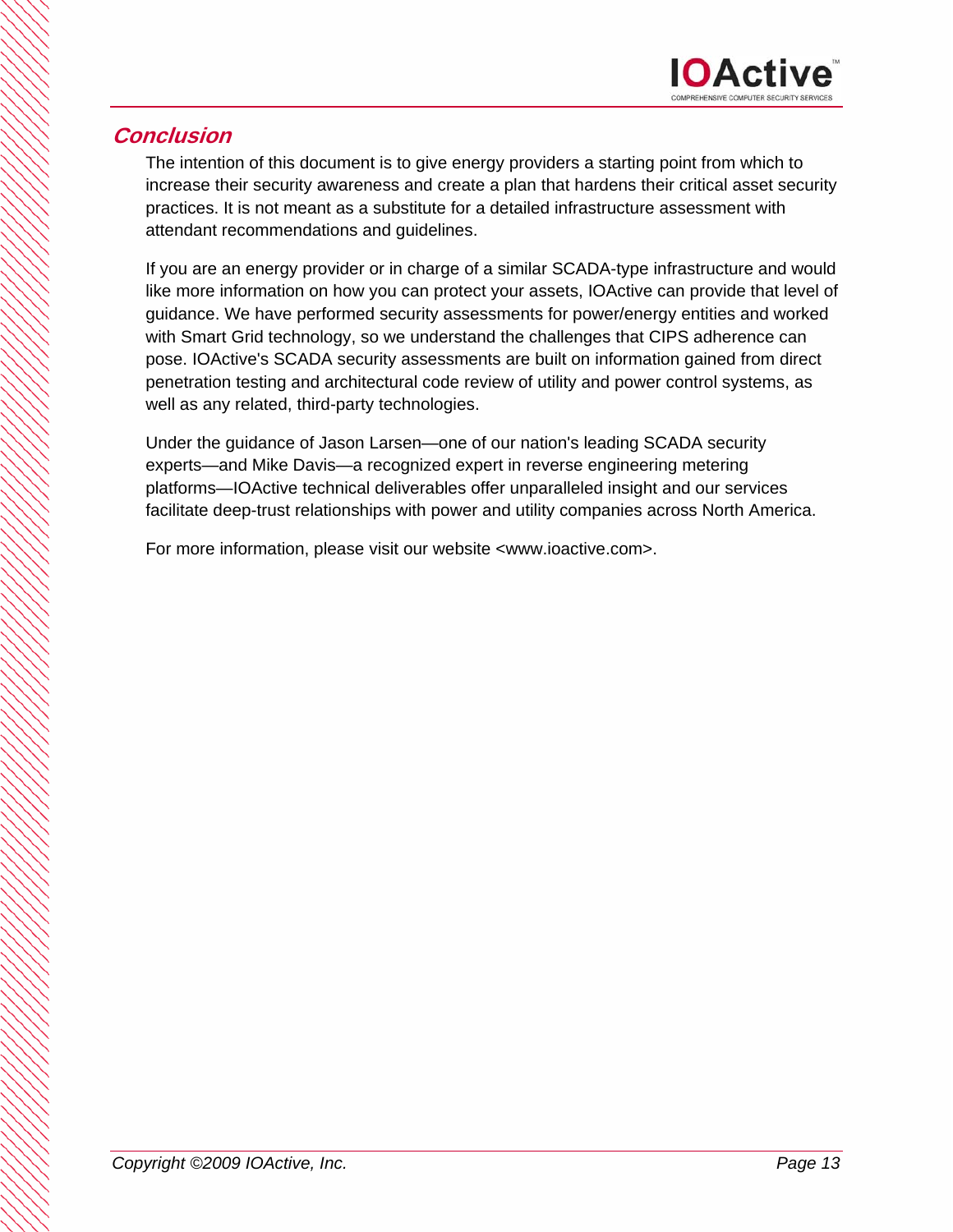## Conclusion

The intention of this document is to give energy providers a starting point from which to increase their security awareness and create a plan that hardens their critical asset security practices. It is not meant as a substitute for a detailed infrastructure assessment with attendant recommendations and guidelines.

If you are an energy provider or in charge of a similar SCADA-type infrastructure and would like more information on how you can protect your assets, IOActive can provide that level of guidance. We have performed security assessments for power/energy entities and worked with Smart Grid technology, so we understand the challenges that CIPS adherence can pose. IOActive's SCADA security assessments are built on information gained from direct penetration testing and architectural code review of utility and power control systems, as well as any related, third-party technologies.

Under the guidance of Jason Larsen—one of our nation's leading SCADA security experts—and Mike Davis—a recognized expert in reverse engineering metering platforms—IOActive technical deliverables offer unparalleled insight and our services facilitate deep-trust relationships with power and utility companies across North America.

For more information, please visit our website <www.ioactive.com>.